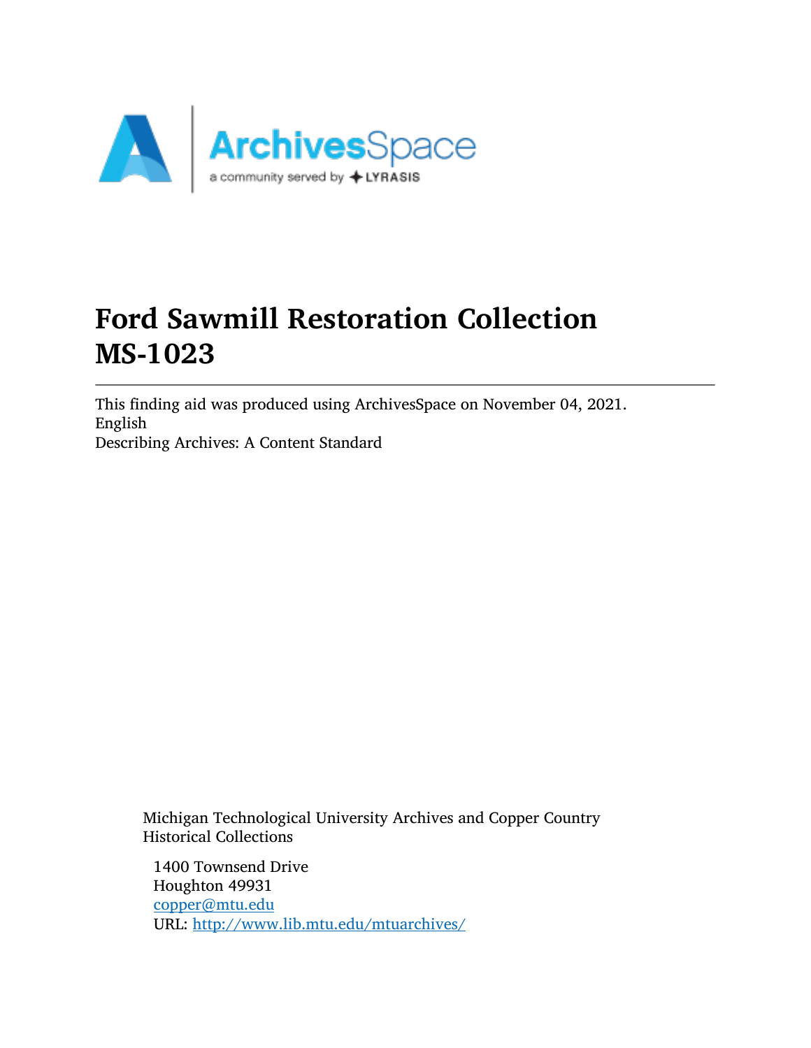# Ford Sawmill Restoration Collection
# MS-1023

This finding aid was produced using ArchivesSpace on November 04, 2021.
English
Describing Archives: A Content Standard

Michigan Technological University Archives and Copper Country Historical Collections

1400 Townsend Drive
Houghton 49931
copper@mtu.edu
URL: http://www.lib.mtu.edu/mtuarchives/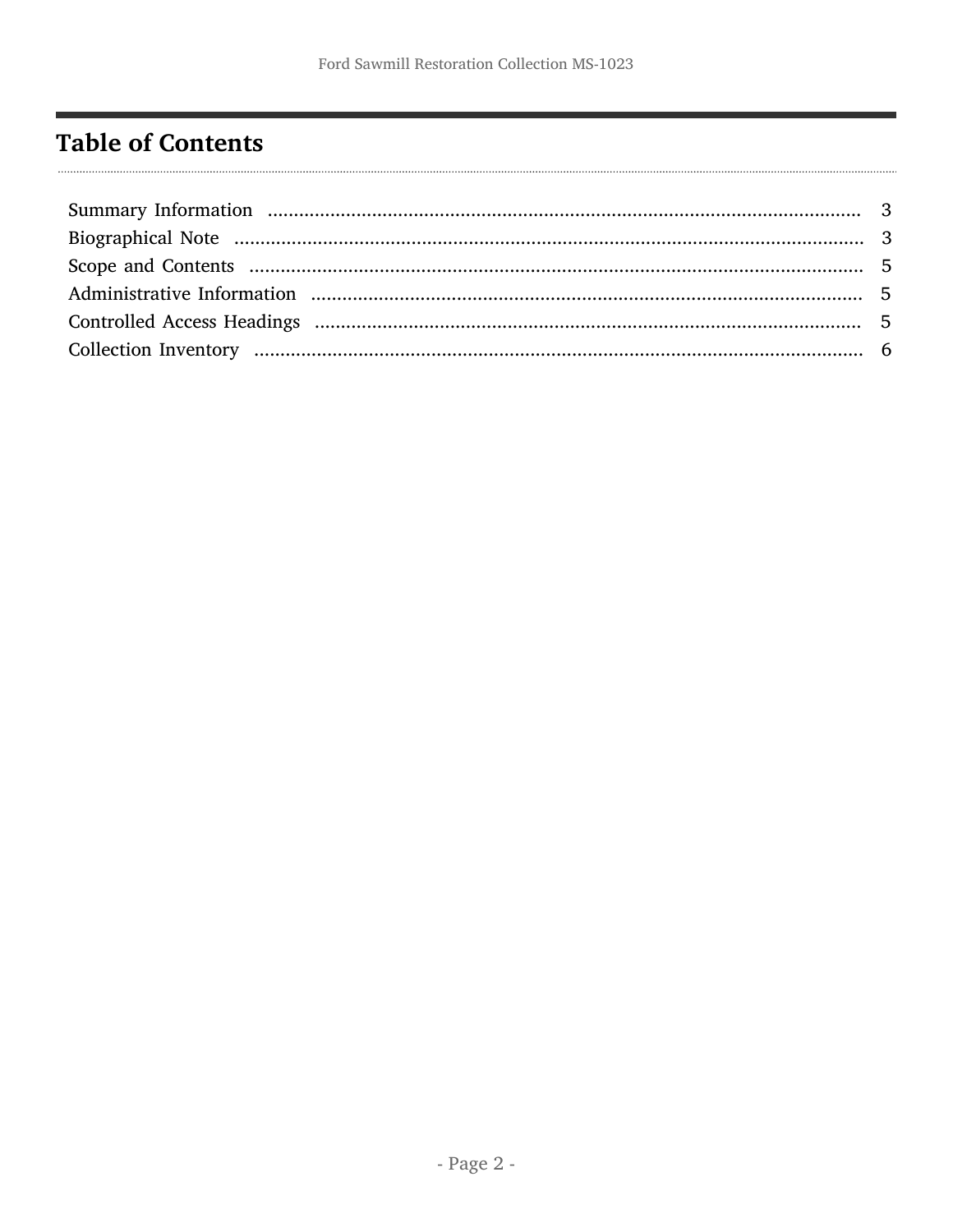## Table of Contents

- Summary Information ..... 3
- Biographical Note ..... 3
- Scope and Contents ..... 5
- Administrative Information ..... 5
- Controlled Access Headings ..... 5
- Collection Inventory ..... 6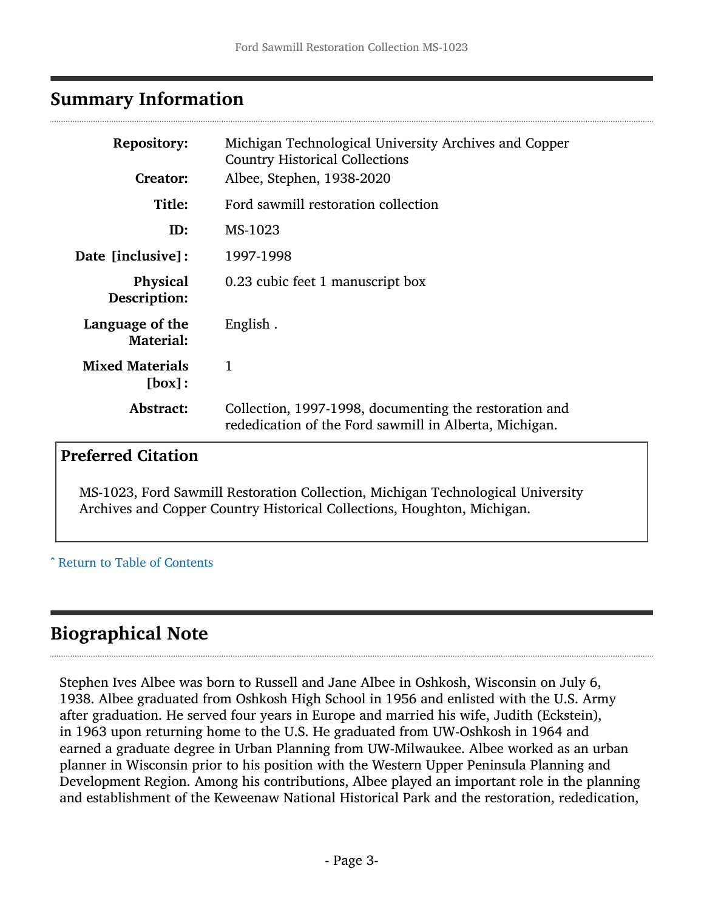## Summary Information

| | |
|---|---|
| **Repository:** | Michigan Technological University Archives and Copper Country Historical Collections |
| **Creator:** | Albee, Stephen, 1938-2020 |
| **Title:** | Ford sawmill restoration collection |
| **ID:** | MS-1023 |
| **Date [inclusive]:** | 1997-1998 |
| **Physical Description:** | 0.23 cubic feet 1 manuscript box |
| **Language of the Material:** | English . |
| **Mixed Materials [box]:** | 1 |
| **Abstract:** | Collection, 1997-1998, documenting the restoration and rededication of the Ford sawmill in Alberta, Michigan. |

### Preferred Citation

MS-1023, Ford Sawmill Restoration Collection, Michigan Technological University Archives and Copper Country Historical Collections, Houghton, Michigan.

ˆ Return to Table of Contents

## Biographical Note

Stephen Ives Albee was born to Russell and Jane Albee in Oshkosh, Wisconsin on July 6, 1938. Albee graduated from Oshkosh High School in 1956 and enlisted with the U.S. Army after graduation. He served four years in Europe and married his wife, Judith (Eckstein), in 1963 upon returning home to the U.S. He graduated from UW-Oshkosh in 1964 and earned a graduate degree in Urban Planning from UW-Milwaukee. Albee worked as an urban planner in Wisconsin prior to his position with the Western Upper Peninsula Planning and Development Region. Among his contributions, Albee played an important role in the planning and establishment of the Keweenaw National Historical Park and the restoration, rededication,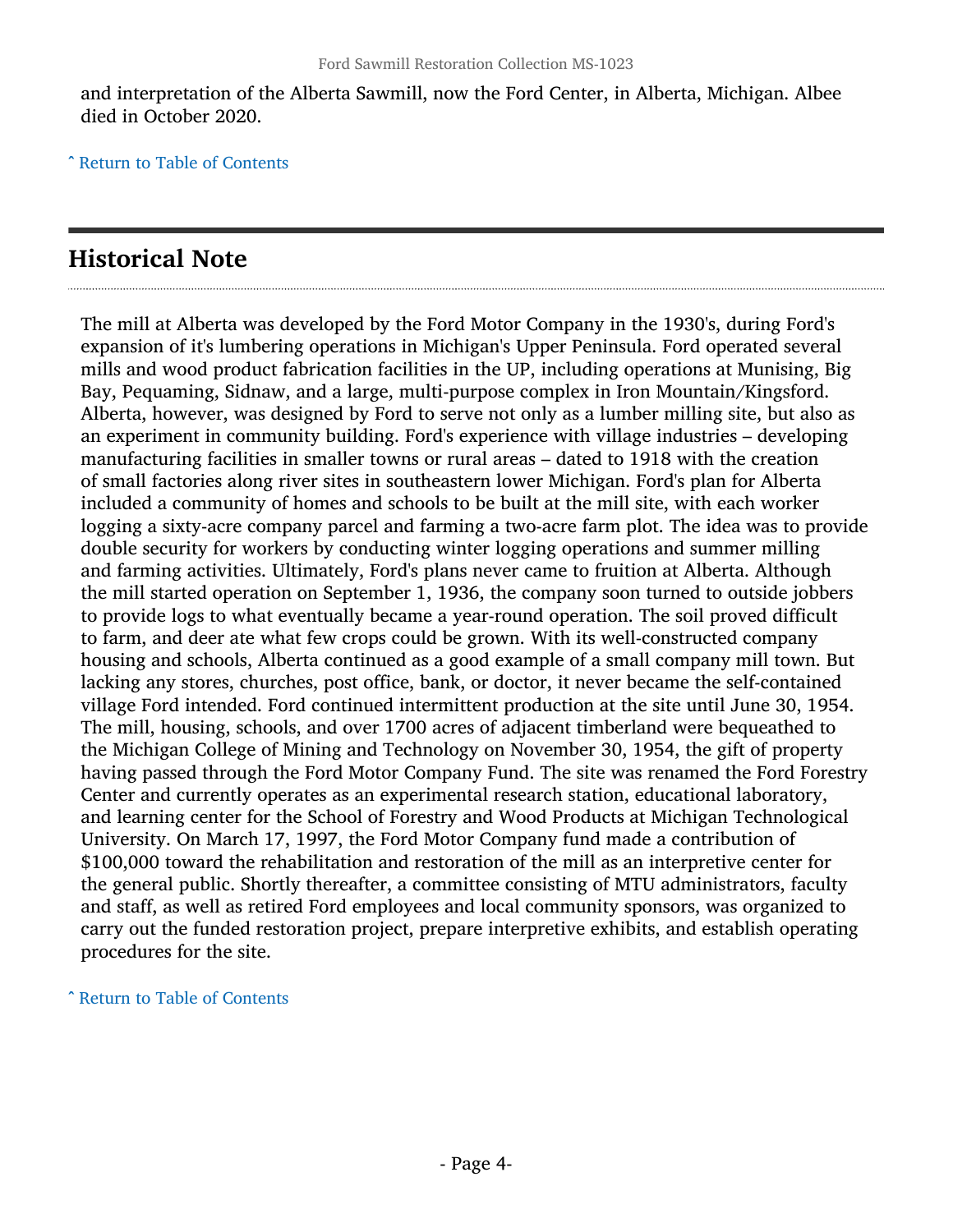and interpretation of the Alberta Sawmill, now the Ford Center, in Alberta, Michigan. Albee died in October 2020.

ˆ Return to Table of Contents

## Historical Note

The mill at Alberta was developed by the Ford Motor Company in the 1930's, during Ford's expansion of it's lumbering operations in Michigan's Upper Peninsula. Ford operated several mills and wood product fabrication facilities in the UP, including operations at Munising, Big Bay, Pequaming, Sidnaw, and a large, multi-purpose complex in Iron Mountain/Kingsford. Alberta, however, was designed by Ford to serve not only as a lumber milling site, but also as an experiment in community building. Ford's experience with village industries – developing manufacturing facilities in smaller towns or rural areas – dated to 1918 with the creation of small factories along river sites in southeastern lower Michigan. Ford's plan for Alberta included a community of homes and schools to be built at the mill site, with each worker logging a sixty-acre company parcel and farming a two-acre farm plot. The idea was to provide double security for workers by conducting winter logging operations and summer milling and farming activities. Ultimately, Ford's plans never came to fruition at Alberta. Although the mill started operation on September 1, 1936, the company soon turned to outside jobbers to provide logs to what eventually became a year-round operation. The soil proved difficult to farm, and deer ate what few crops could be grown. With its well-constructed company housing and schools, Alberta continued as a good example of a small company mill town. But lacking any stores, churches, post office, bank, or doctor, it never became the self-contained village Ford intended. Ford continued intermittent production at the site until June 30, 1954. The mill, housing, schools, and over 1700 acres of adjacent timberland were bequeathed to the Michigan College of Mining and Technology on November 30, 1954, the gift of property having passed through the Ford Motor Company Fund. The site was renamed the Ford Forestry Center and currently operates as an experimental research station, educational laboratory, and learning center for the School of Forestry and Wood Products at Michigan Technological University. On March 17, 1997, the Ford Motor Company fund made a contribution of $100,000 toward the rehabilitation and restoration of the mill as an interpretive center for the general public. Shortly thereafter, a committee consisting of MTU administrators, faculty and staff, as well as retired Ford employees and local community sponsors, was organized to carry out the funded restoration project, prepare interpretive exhibits, and establish operating procedures for the site.

ˆ Return to Table of Contents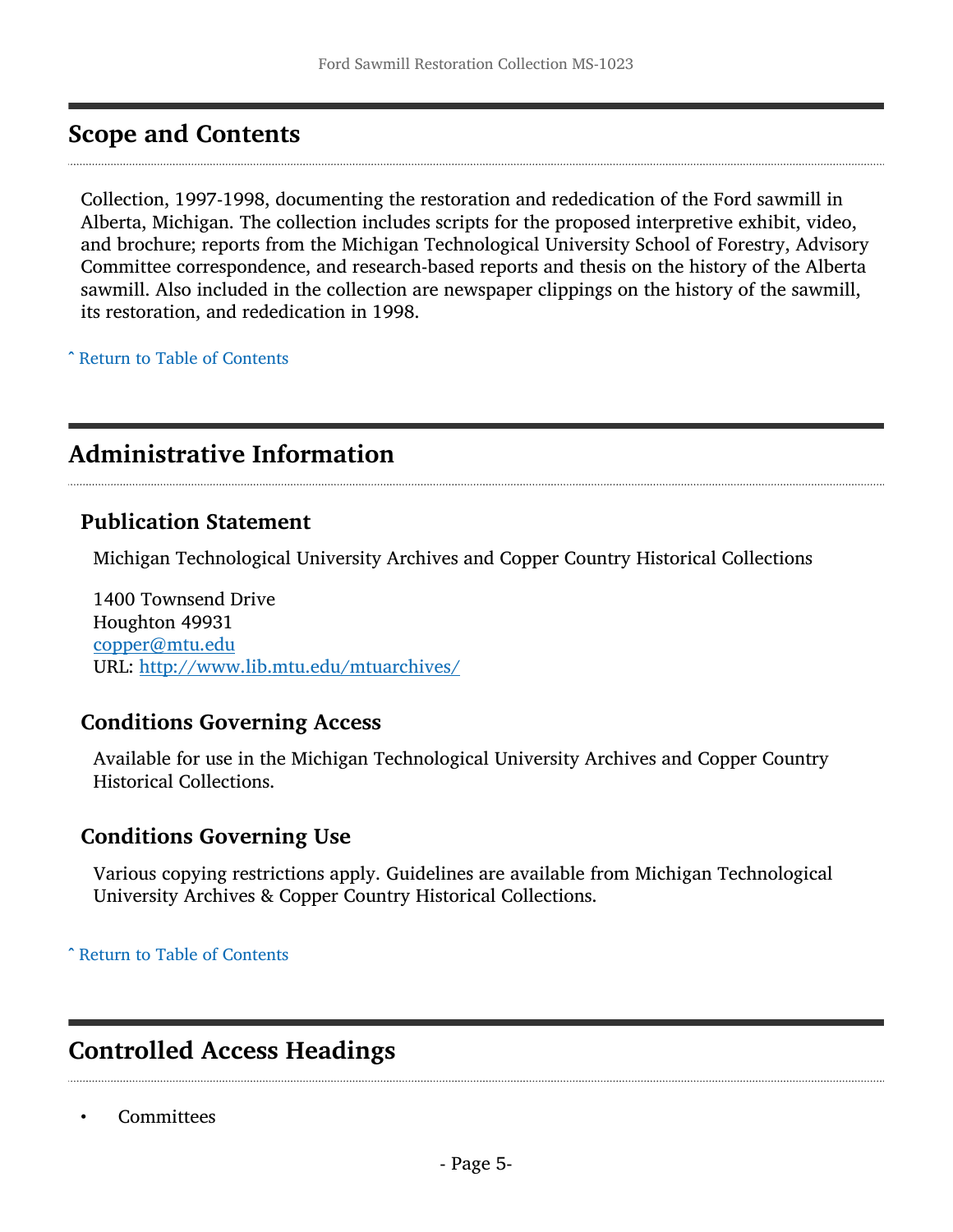## Scope and Contents

Collection, 1997-1998, documenting the restoration and rededication of the Ford sawmill in Alberta, Michigan. The collection includes scripts for the proposed interpretive exhibit, video, and brochure; reports from the Michigan Technological University School of Forestry, Advisory Committee correspondence, and research-based reports and thesis on the history of the Alberta sawmill. Also included in the collection are newspaper clippings on the history of the sawmill, its restoration, and rededication in 1998.

ˆ Return to Table of Contents

## Administrative Information

### Publication Statement

Michigan Technological University Archives and Copper Country Historical Collections

1400 Townsend Drive
Houghton 49931
copper@mtu.edu
URL: http://www.lib.mtu.edu/mtuarchives/

### Conditions Governing Access

Available for use in the Michigan Technological University Archives and Copper Country Historical Collections.

### Conditions Governing Use

Various copying restrictions apply. Guidelines are available from Michigan Technological University Archives & Copper Country Historical Collections.

ˆ Return to Table of Contents

## Controlled Access Headings

- Committees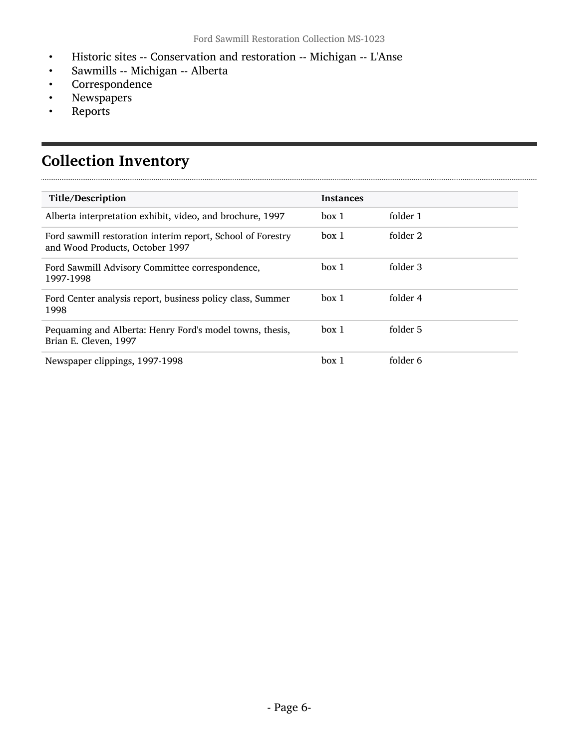- Historic sites -- Conservation and restoration -- Michigan -- L'Anse
- Sawmills -- Michigan -- Alberta
- Correspondence
- Newspapers
- Reports

## Collection Inventory

| Title/Description | Instances | |
|---|---|---|
| Alberta interpretation exhibit, video, and brochure, 1997 | box 1 | folder 1 |
| Ford sawmill restoration interim report, School of Forestry and Wood Products, October 1997 | box 1 | folder 2 |
| Ford Sawmill Advisory Committee correspondence, 1997-1998 | box 1 | folder 3 |
| Ford Center analysis report, business policy class, Summer 1998 | box 1 | folder 4 |
| Pequaming and Alberta: Henry Ford's model towns, thesis, Brian E. Cleven, 1997 | box 1 | folder 5 |
| Newspaper clippings, 1997-1998 | box 1 | folder 6 |